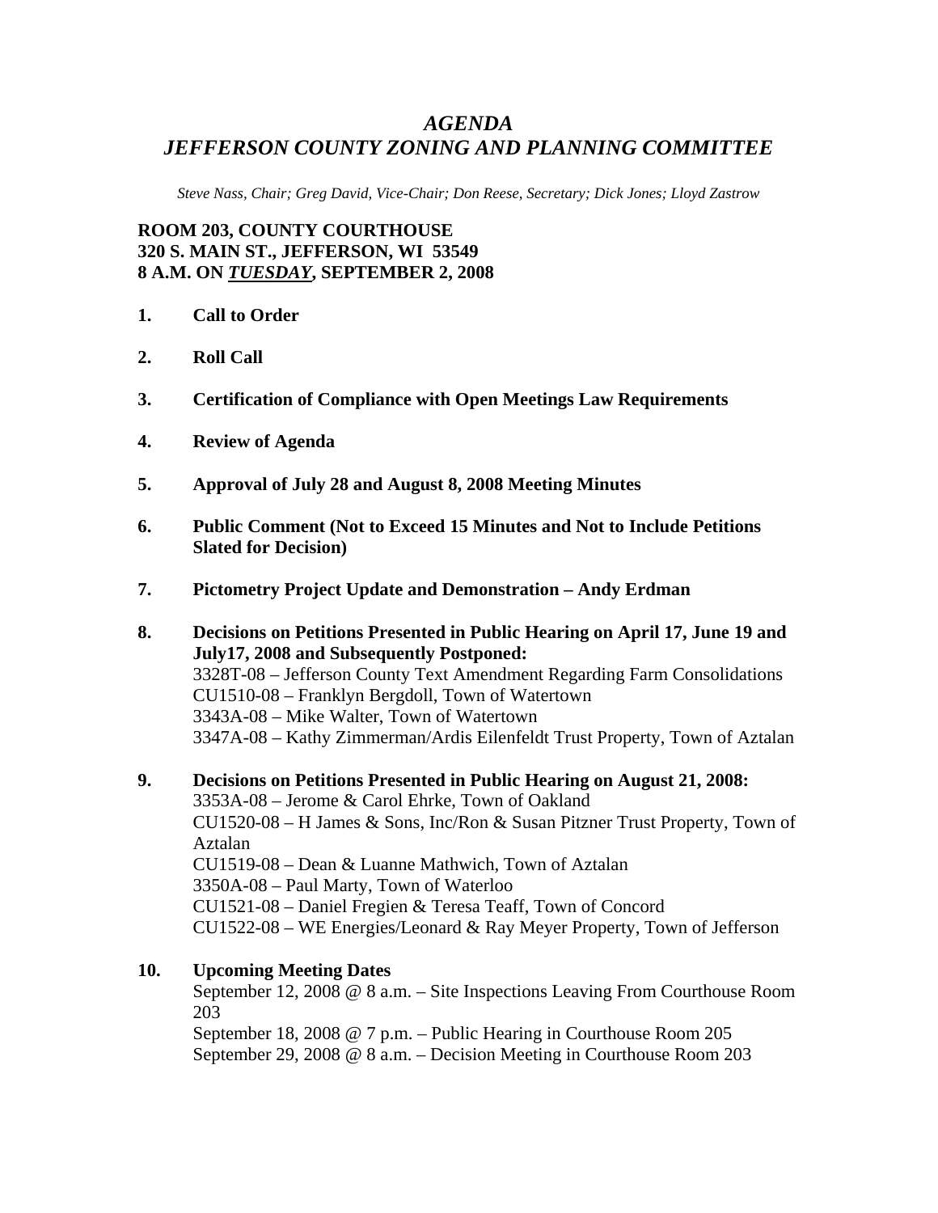# *AGENDA*
# *JEFFERSON COUNTY ZONING AND PLANNING COMMITTEE*

*Steve Nass, Chair; Greg David, Vice-Chair; Don Reese, Secretary; Dick Jones; Lloyd Zastrow*

**ROOM 203, COUNTY COURTHOUSE**
**320 S. MAIN ST., JEFFERSON, WI 53549**
**8 A.M. ON *TUESDAY*, SEPTEMBER 2, 2008**

1. **Call to Order**

2. **Roll Call**

3. **Certification of Compliance with Open Meetings Law Requirements**

4. **Review of Agenda**

5. **Approval of July 28 and August 8, 2008 Meeting Minutes**

6. **Public Comment (Not to Exceed 15 Minutes and Not to Include Petitions Slated for Decision)**

7. **Pictometry Project Update and Demonstration – Andy Erdman**

8. **Decisions on Petitions Presented in Public Hearing on April 17, June 19 and July17, 2008 and Subsequently Postponed:**
   3328T-08 – Jefferson County Text Amendment Regarding Farm Consolidations
   CU1510-08 – Franklyn Bergdoll, Town of Watertown
   3343A-08 – Mike Walter, Town of Watertown
   3347A-08 – Kathy Zimmerman/Ardis Eilenfeldt Trust Property, Town of Aztalan

9. **Decisions on Petitions Presented in Public Hearing on August 21, 2008:**
   3353A-08 – Jerome & Carol Ehrke, Town of Oakland
   CU1520-08 – H James & Sons, Inc/Ron & Susan Pitzner Trust Property, Town of Aztalan
   CU1519-08 – Dean & Luanne Mathwich, Town of Aztalan
   3350A-08 – Paul Marty, Town of Waterloo
   CU1521-08 – Daniel Fregien & Teresa Teaff, Town of Concord
   CU1522-08 – WE Energies/Leonard & Ray Meyer Property, Town of Jefferson

10. **Upcoming Meeting Dates**
    September 12, 2008 @ 8 a.m. – Site Inspections Leaving From Courthouse Room 203
    September 18, 2008 @ 7 p.m. – Public Hearing in Courthouse Room 205
    September 29, 2008 @ 8 a.m. – Decision Meeting in Courthouse Room 203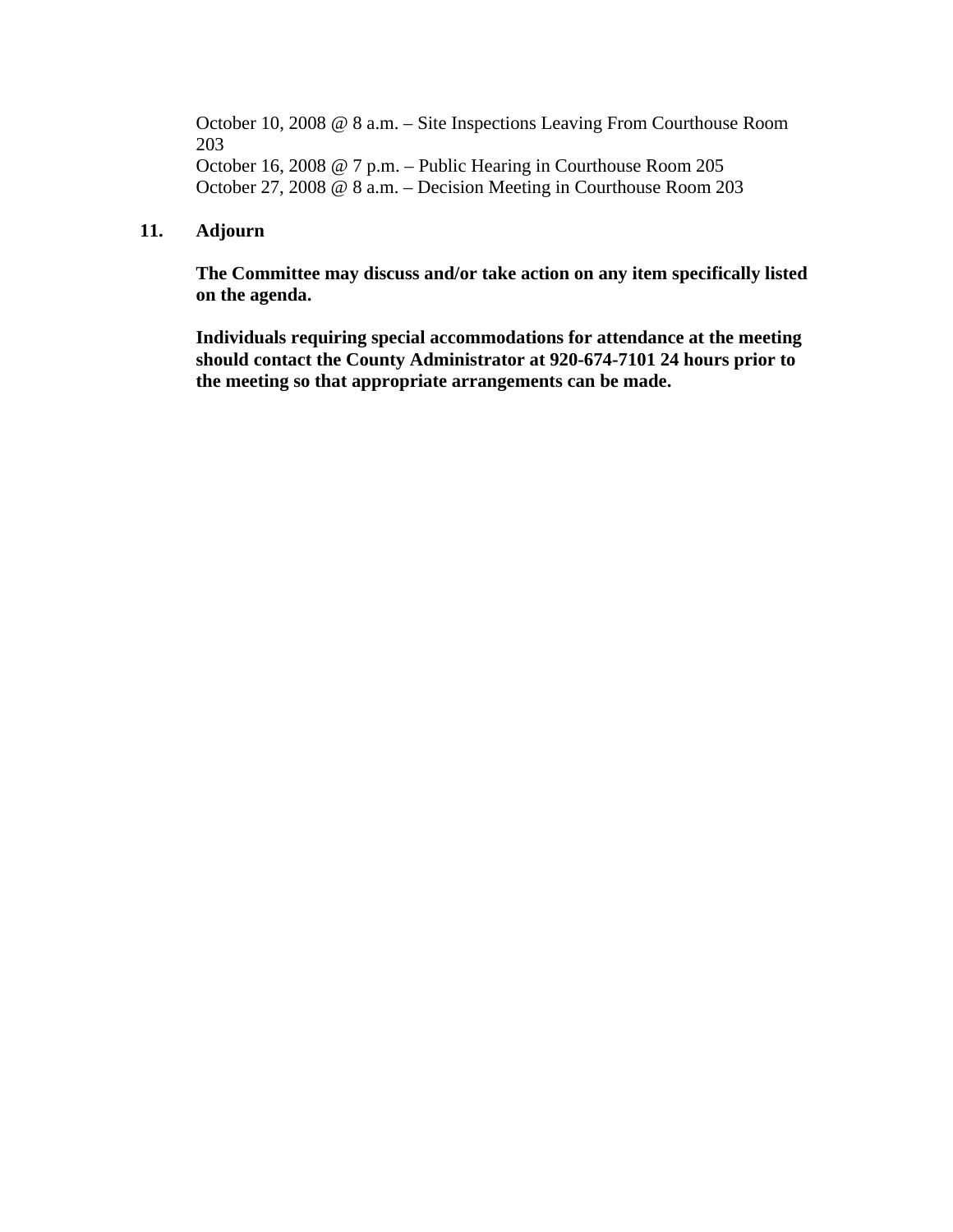October 10, 2008 @ 8 a.m. – Site Inspections Leaving From Courthouse Room 203
October 16, 2008 @ 7 p.m. – Public Hearing in Courthouse Room 205
October 27, 2008 @ 8 a.m. – Decision Meeting in Courthouse Room 203

**11. Adjourn**

**The Committee may discuss and/or take action on any item specifically listed on the agenda.**

**Individuals requiring special accommodations for attendance at the meeting should contact the County Administrator at 920-674-7101 24 hours prior to the meeting so that appropriate arrangements can be made.**